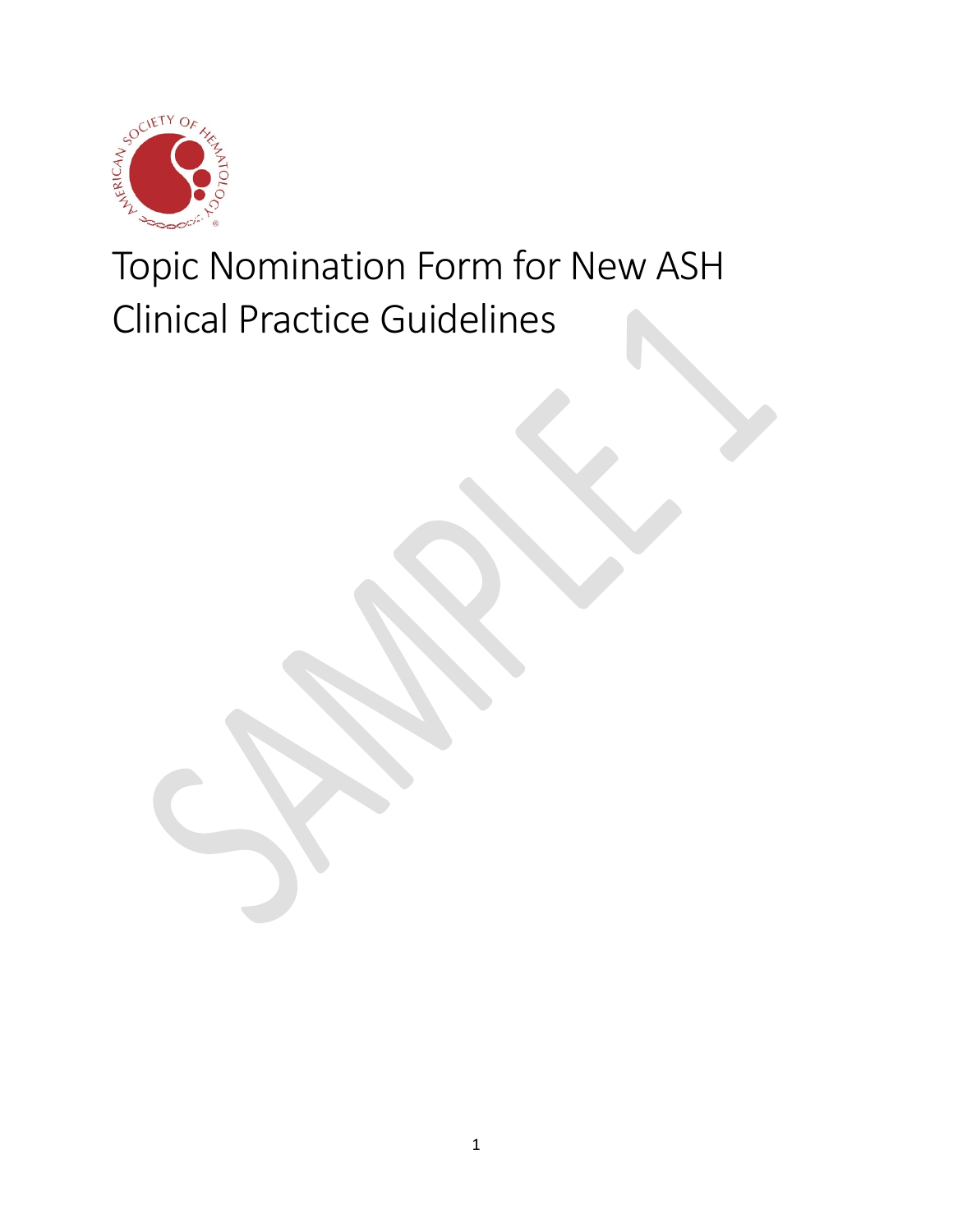# Topic Nomination Form for New ASH Clinical Practice Guidelines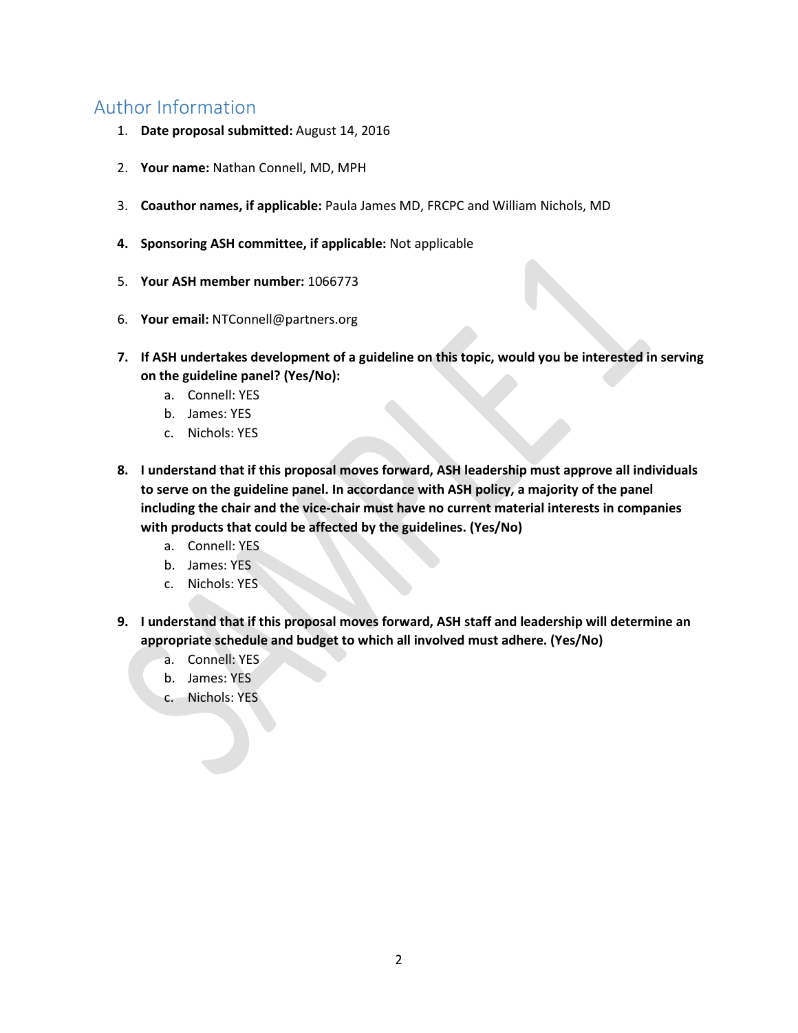## Author Information

1. **Date proposal submitted:** August 14, 2016

2. **Your name:** Nathan Connell, MD, MPH

3. **Coauthor names, if applicable:** Paula James MD, FRCPC and William Nichols, MD

4. **Sponsoring ASH committee, if applicable:** Not applicable

5. **Your ASH member number:** 1066773

6. **Your email:** NTConnell@partners.org

7. **If ASH undertakes development of a guideline on this topic, would you be interested in serving on the guideline panel? (Yes/No):**
   a. Connell: YES
   b. James: YES
   c. Nichols: YES

8. **I understand that if this proposal moves forward, ASH leadership must approve all individuals to serve on the guideline panel. In accordance with ASH policy, a majority of the panel including the chair and the vice-chair must have no current material interests in companies with products that could be affected by the guidelines. (Yes/No)**
   a. Connell: YES
   b. James: YES
   c. Nichols: YES

9. **I understand that if this proposal moves forward, ASH staff and leadership will determine an appropriate schedule and budget to which all involved must adhere. (Yes/No)**
   a. Connell: YES
   b. James: YES
   c. Nichols: YES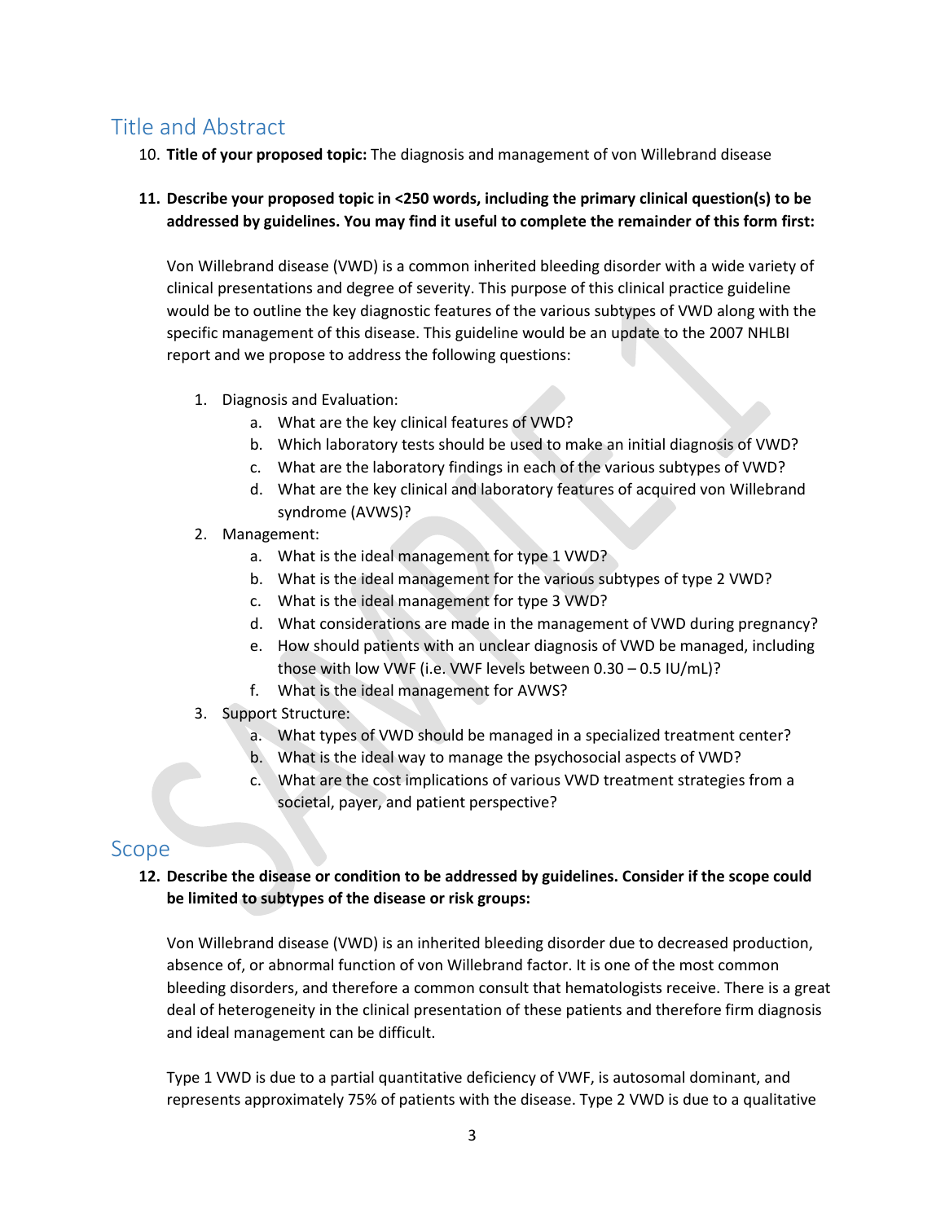## Title and Abstract

10. **Title of your proposed topic:** The diagnosis and management of von Willebrand disease

11. **Describe your proposed topic in <250 words, including the primary clinical question(s) to be addressed by guidelines. You may find it useful to complete the remainder of this form first:**

    Von Willebrand disease (VWD) is a common inherited bleeding disorder with a wide variety of clinical presentations and degree of severity. This purpose of this clinical practice guideline would be to outline the key diagnostic features of the various subtypes of VWD along with the specific management of this disease. This guideline would be an update to the 2007 NHLBI report and we propose to address the following questions:

    1. Diagnosis and Evaluation:
        a. What are the key clinical features of VWD?
        b. Which laboratory tests should be used to make an initial diagnosis of VWD?
        c. What are the laboratory findings in each of the various subtypes of VWD?
        d. What are the key clinical and laboratory features of acquired von Willebrand syndrome (AVWS)?
    2. Management:
        a. What is the ideal management for type 1 VWD?
        b. What is the ideal management for the various subtypes of type 2 VWD?
        c. What is the ideal management for type 3 VWD?
        d. What considerations are made in the management of VWD during pregnancy?
        e. How should patients with an unclear diagnosis of VWD be managed, including those with low VWF (i.e. VWF levels between 0.30 – 0.5 IU/mL)?
        f. What is the ideal management for AVWS?
    3. Support Structure:
        a. What types of VWD should be managed in a specialized treatment center?
        b. What is the ideal way to manage the psychosocial aspects of VWD?
        c. What are the cost implications of various VWD treatment strategies from a societal, payer, and patient perspective?

## Scope

12. **Describe the disease or condition to be addressed by guidelines. Consider if the scope could be limited to subtypes of the disease or risk groups:**

    Von Willebrand disease (VWD) is an inherited bleeding disorder due to decreased production, absence of, or abnormal function of von Willebrand factor. It is one of the most common bleeding disorders, and therefore a common consult that hematologists receive. There is a great deal of heterogeneity in the clinical presentation of these patients and therefore firm diagnosis and ideal management can be difficult.

    Type 1 VWD is due to a partial quantitative deficiency of VWF, is autosomal dominant, and represents approximately 75% of patients with the disease. Type 2 VWD is due to a qualitative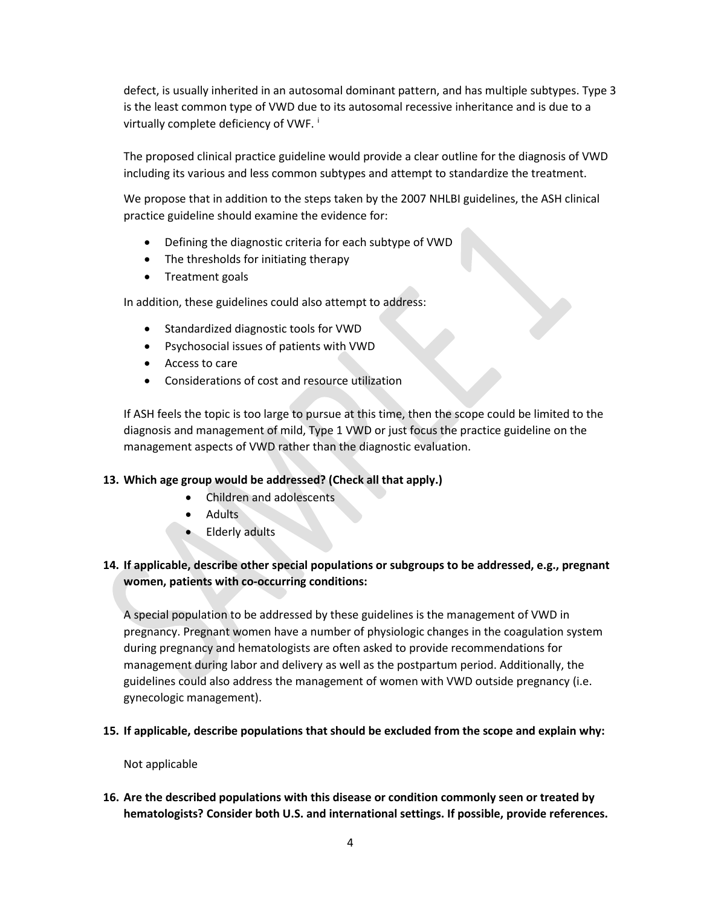defect, is usually inherited in an autosomal dominant pattern, and has multiple subtypes. Type 3 is the least common type of VWD due to its autosomal recessive inheritance and is due to a virtually complete deficiency of VWF. [i]

The proposed clinical practice guideline would provide a clear outline for the diagnosis of VWD including its various and less common subtypes and attempt to standardize the treatment.

We propose that in addition to the steps taken by the 2007 NHLBI guidelines, the ASH clinical practice guideline should examine the evidence for:

- Defining the diagnostic criteria for each subtype of VWD
- The thresholds for initiating therapy
- Treatment goals

In addition, these guidelines could also attempt to address:

- Standardized diagnostic tools for VWD
- Psychosocial issues of patients with VWD
- Access to care
- Considerations of cost and resource utilization

If ASH feels the topic is too large to pursue at this time, then the scope could be limited to the diagnosis and management of mild, Type 1 VWD or just focus the practice guideline on the management aspects of VWD rather than the diagnostic evaluation.

**13. Which age group would be addressed? (Check all that apply.)**

- Children and adolescents
- Adults
- Elderly adults

**14. If applicable, describe other special populations or subgroups to be addressed, e.g., pregnant women, patients with co-occurring conditions:**

A special population to be addressed by these guidelines is the management of VWD in pregnancy. Pregnant women have a number of physiologic changes in the coagulation system during pregnancy and hematologists are often asked to provide recommendations for management during labor and delivery as well as the postpartum period. Additionally, the guidelines could also address the management of women with VWD outside pregnancy (i.e. gynecologic management).

**15. If applicable, describe populations that should be excluded from the scope and explain why:**

Not applicable

**16. Are the described populations with this disease or condition commonly seen or treated by hematologists? Consider both U.S. and international settings. If possible, provide references.**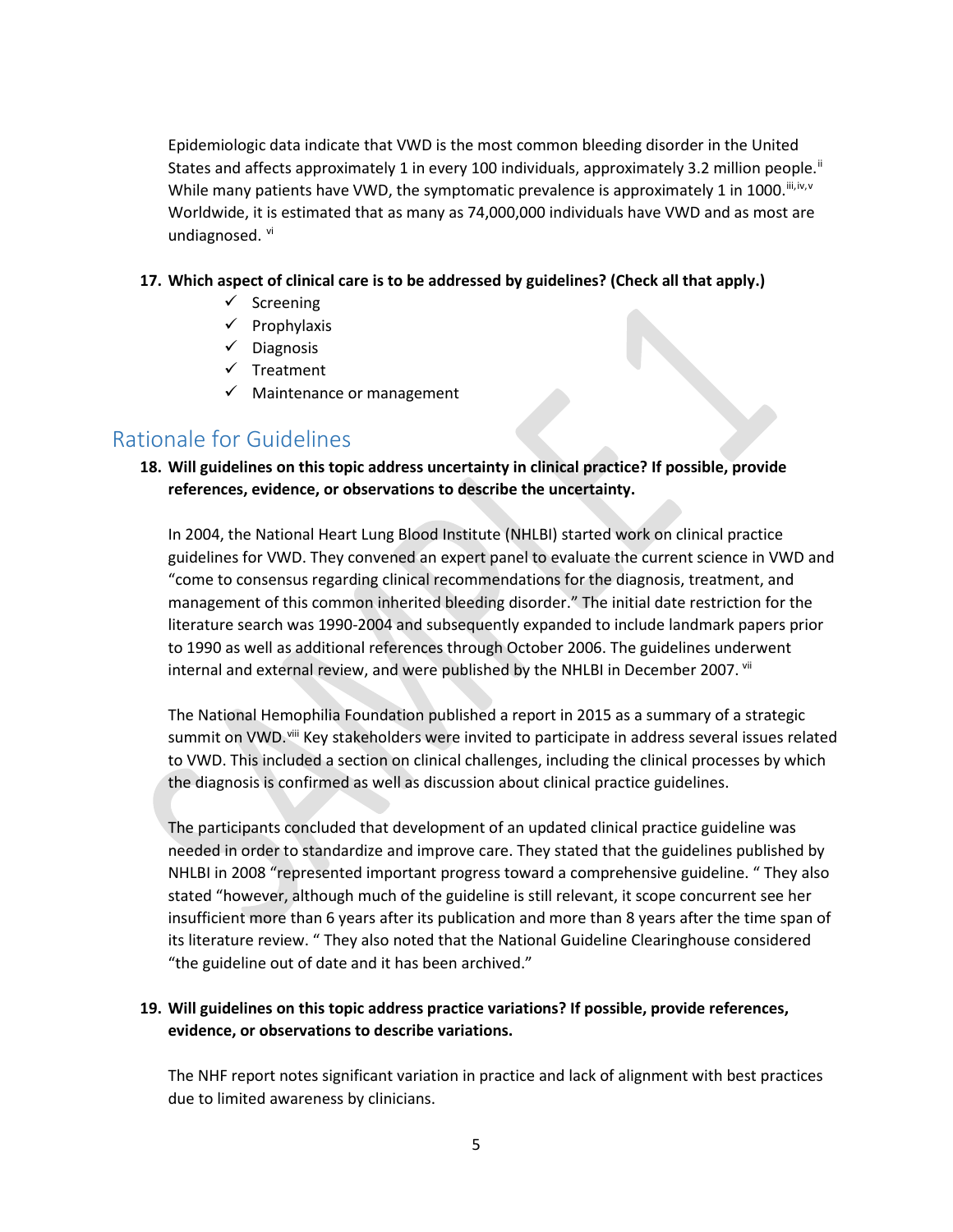Epidemiologic data indicate that VWD is the most common bleeding disorder in the United States and affects approximately 1 in every 100 individuals, approximately 3.2 million people.[ii] While many patients have VWD, the symptomatic prevalence is approximately 1 in 1000.[iii,iv,v] Worldwide, it is estimated that as many as 74,000,000 individuals have VWD and as most are undiagnosed. [vi]

**17. Which aspect of clinical care is to be addressed by guidelines? (Check all that apply.)**

- ✓ Screening
- ✓ Prophylaxis
- ✓ Diagnosis
- ✓ Treatment
- ✓ Maintenance or management

## Rationale for Guidelines

**18. Will guidelines on this topic address uncertainty in clinical practice? If possible, provide references, evidence, or observations to describe the uncertainty.**

In 2004, the National Heart Lung Blood Institute (NHLBI) started work on clinical practice guidelines for VWD. They convened an expert panel to evaluate the current science in VWD and "come to consensus regarding clinical recommendations for the diagnosis, treatment, and management of this common inherited bleeding disorder." The initial date restriction for the literature search was 1990-2004 and subsequently expanded to include landmark papers prior to 1990 as well as additional references through October 2006. The guidelines underwent internal and external review, and were published by the NHLBI in December 2007. [vii]

The National Hemophilia Foundation published a report in 2015 as a summary of a strategic summit on VWD.[viii] Key stakeholders were invited to participate in address several issues related to VWD. This included a section on clinical challenges, including the clinical processes by which the diagnosis is confirmed as well as discussion about clinical practice guidelines.

The participants concluded that development of an updated clinical practice guideline was needed in order to standardize and improve care. They stated that the guidelines published by NHLBI in 2008 "represented important progress toward a comprehensive guideline. " They also stated "however, although much of the guideline is still relevant, it scope concurrent see her insufficient more than 6 years after its publication and more than 8 years after the time span of its literature review. " They also noted that the National Guideline Clearinghouse considered "the guideline out of date and it has been archived."

**19. Will guidelines on this topic address practice variations? If possible, provide references, evidence, or observations to describe variations.**

The NHF report notes significant variation in practice and lack of alignment with best practices due to limited awareness by clinicians.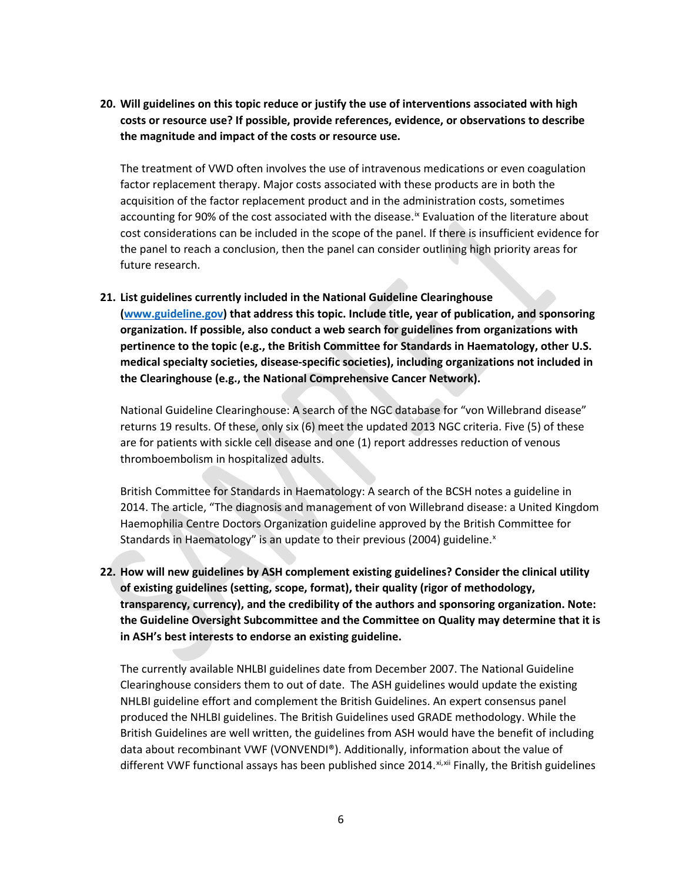**20. Will guidelines on this topic reduce or justify the use of interventions associated with high costs or resource use? If possible, provide references, evidence, or observations to describe the magnitude and impact of the costs or resource use.**

The treatment of VWD often involves the use of intravenous medications or even coagulation factor replacement therapy. Major costs associated with these products are in both the acquisition of the factor replacement product and in the administration costs, sometimes accounting for 90% of the cost associated with the disease.[ix] Evaluation of the literature about cost considerations can be included in the scope of the panel. If there is insufficient evidence for the panel to reach a conclusion, then the panel can consider outlining high priority areas for future research.

**21. List guidelines currently included in the National Guideline Clearinghouse ([www.guideline.gov](www.guideline.gov)) that address this topic. Include title, year of publication, and sponsoring organization. If possible, also conduct a web search for guidelines from organizations with pertinence to the topic (e.g., the British Committee for Standards in Haematology, other U.S. medical specialty societies, disease-specific societies), including organizations not included in the Clearinghouse (e.g., the National Comprehensive Cancer Network).**

National Guideline Clearinghouse: A search of the NGC database for "von Willebrand disease" returns 19 results. Of these, only six (6) meet the updated 2013 NGC criteria. Five (5) of these are for patients with sickle cell disease and one (1) report addresses reduction of venous thromboembolism in hospitalized adults.

British Committee for Standards in Haematology: A search of the BCSH notes a guideline in 2014. The article, "The diagnosis and management of von Willebrand disease: a United Kingdom Haemophilia Centre Doctors Organization guideline approved by the British Committee for Standards in Haematology" is an update to their previous (2004) guideline.[x]

**22. How will new guidelines by ASH complement existing guidelines? Consider the clinical utility of existing guidelines (setting, scope, format), their quality (rigor of methodology, transparency, currency), and the credibility of the authors and sponsoring organization. Note: the Guideline Oversight Subcommittee and the Committee on Quality may determine that it is in ASH's best interests to endorse an existing guideline.**

The currently available NHLBI guidelines date from December 2007. The National Guideline Clearinghouse considers them to out of date. The ASH guidelines would update the existing NHLBI guideline effort and complement the British Guidelines. An expert consensus panel produced the NHLBI guidelines. The British Guidelines used GRADE methodology. While the British Guidelines are well written, the guidelines from ASH would have the benefit of including data about recombinant VWF (VONVENDI®). Additionally, information about the value of different VWF functional assays has been published since 2014.[xi,xii] Finally, the British guidelines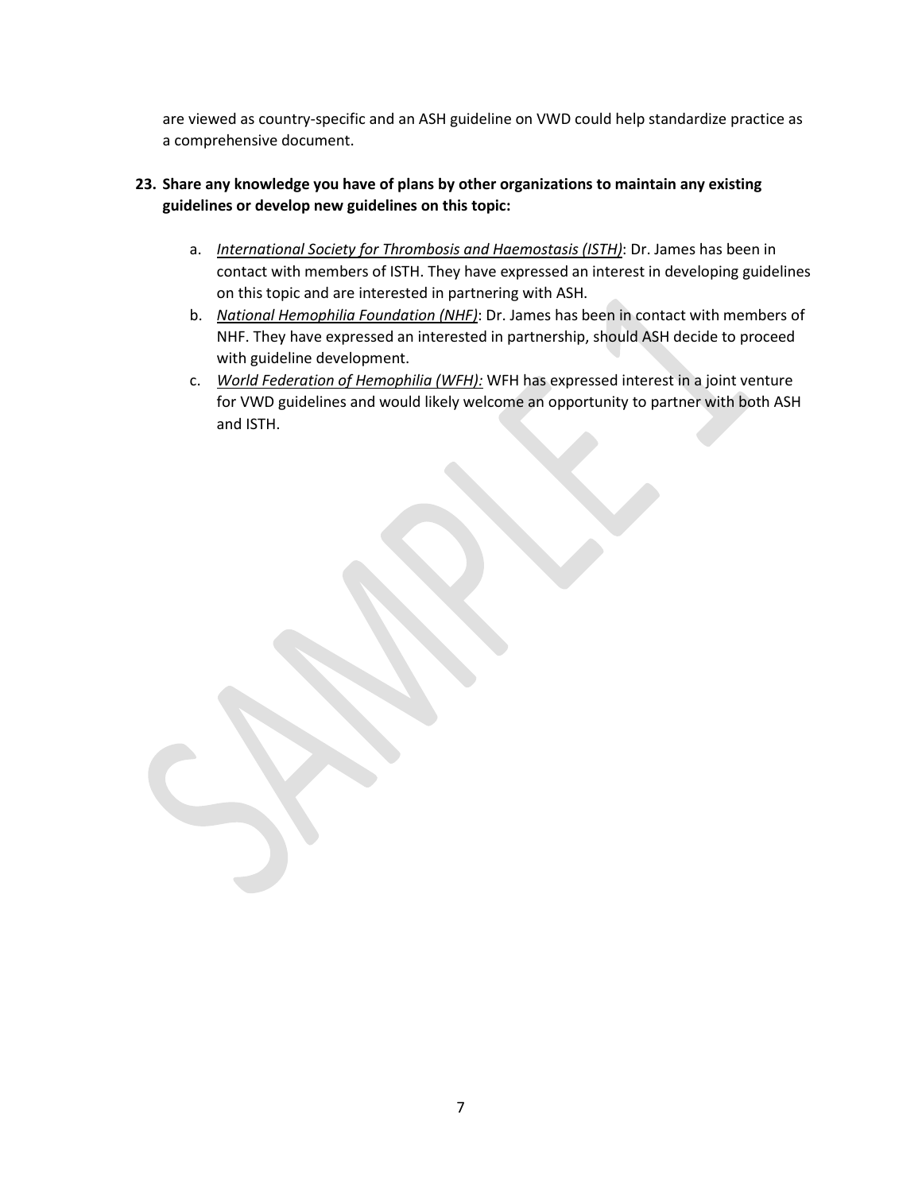are viewed as country-specific and an ASH guideline on VWD could help standardize practice as a comprehensive document.

**23. Share any knowledge you have of plans by other organizations to maintain any existing guidelines or develop new guidelines on this topic:**

a. *International Society for Thrombosis and Haemostasis (ISTH)*: Dr. James has been in contact with members of ISTH. They have expressed an interest in developing guidelines on this topic and are interested in partnering with ASH.

b. *National Hemophilia Foundation (NHF)*: Dr. James has been in contact with members of NHF. They have expressed an interested in partnership, should ASH decide to proceed with guideline development.

c. *World Federation of Hemophilia (WFH):* WFH has expressed interest in a joint venture for VWD guidelines and would likely welcome an opportunity to partner with both ASH and ISTH.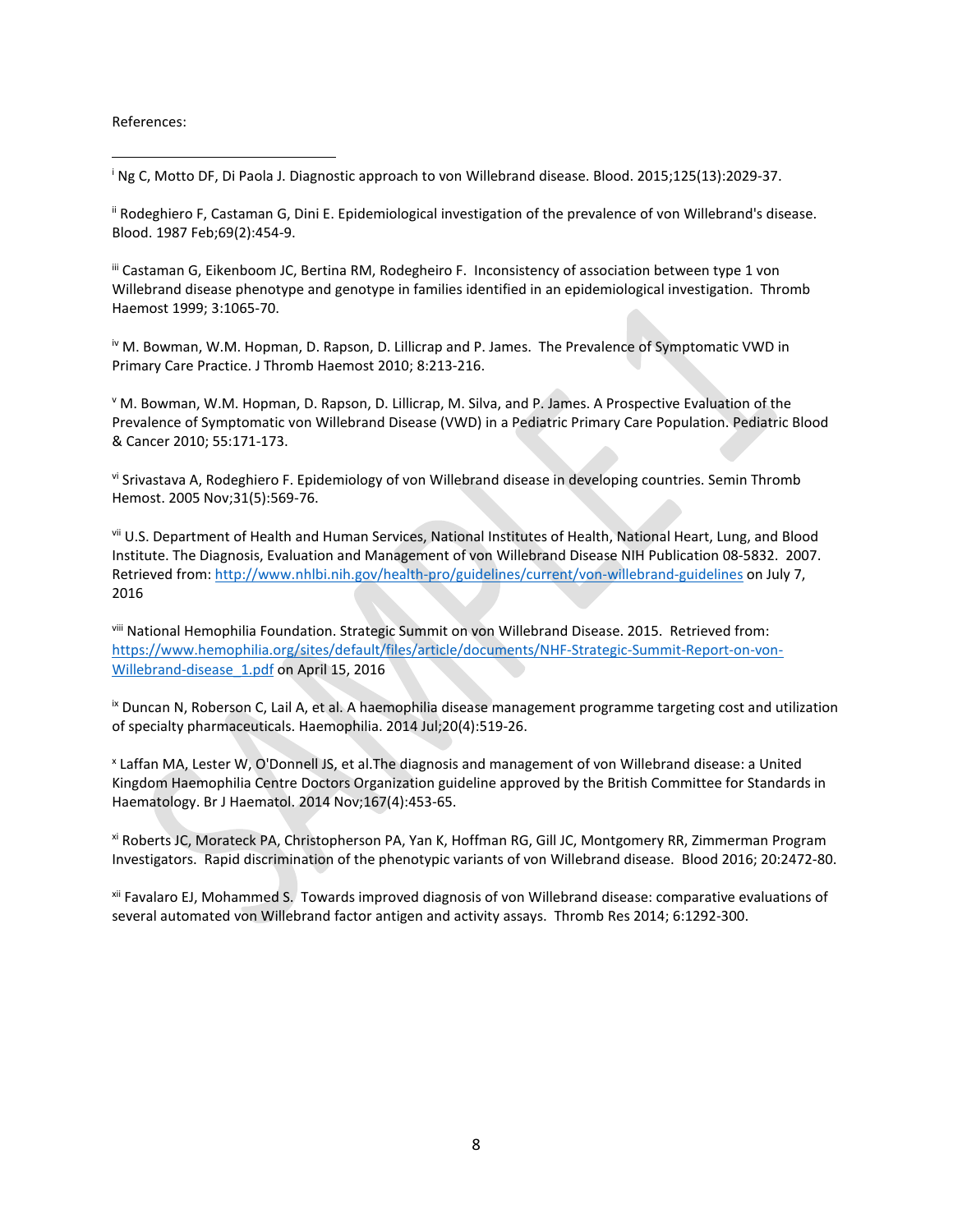References:

---

[i] Ng C, Motto DF, Di Paola J. Diagnostic approach to von Willebrand disease. Blood. 2015;125(13):2029-37.

[ii] Rodeghiero F, Castaman G, Dini E. Epidemiological investigation of the prevalence of von Willebrand's disease. Blood. 1987 Feb;69(2):454-9.

[iii] Castaman G, Eikenboom JC, Bertina RM, Rodegheiro F. Inconsistency of association between type 1 von Willebrand disease phenotype and genotype in families identified in an epidemiological investigation. Thromb Haemost 1999; 3:1065-70.

[iv] M. Bowman, W.M. Hopman, D. Rapson, D. Lillicrap and P. James. The Prevalence of Symptomatic VWD in Primary Care Practice. J Thromb Haemost 2010; 8:213-216.

[v] M. Bowman, W.M. Hopman, D. Rapson, D. Lillicrap, M. Silva, and P. James. A Prospective Evaluation of the Prevalence of Symptomatic von Willebrand Disease (VWD) in a Pediatric Primary Care Population. Pediatric Blood & Cancer 2010; 55:171-173.

[vi] Srivastava A, Rodeghiero F. Epidemiology of von Willebrand disease in developing countries. Semin Thromb Hemost. 2005 Nov;31(5):569-76.

[vii] U.S. Department of Health and Human Services, National Institutes of Health, National Heart, Lung, and Blood Institute. The Diagnosis, Evaluation and Management of von Willebrand Disease NIH Publication 08-5832. 2007. Retrieved from: [http://www.nhlbi.nih.gov/health-pro/guidelines/current/von-willebrand-guidelines](http://www.nhlbi.nih.gov/health-pro/guidelines/current/von-willebrand-guidelines) on July 7, 2016

[viii] National Hemophilia Foundation. Strategic Summit on von Willebrand Disease. 2015. Retrieved from: [https://www.hemophilia.org/sites/default/files/article/documents/NHF-Strategic-Summit-Report-on-von-Willebrand-disease_1.pdf](https://www.hemophilia.org/sites/default/files/article/documents/NHF-Strategic-Summit-Report-on-von-Willebrand-disease_1.pdf) on April 15, 2016

[ix] Duncan N, Roberson C, Lail A, et al. A haemophilia disease management programme targeting cost and utilization of specialty pharmaceuticals. Haemophilia. 2014 Jul;20(4):519-26.

[x] Laffan MA, Lester W, O'Donnell JS, et al.The diagnosis and management of von Willebrand disease: a United Kingdom Haemophilia Centre Doctors Organization guideline approved by the British Committee for Standards in Haematology. Br J Haematol. 2014 Nov;167(4):453-65.

[xi] Roberts JC, Morateck PA, Christopherson PA, Yan K, Hoffman RG, Gill JC, Montgomery RR, Zimmerman Program Investigators. Rapid discrimination of the phenotypic variants of von Willebrand disease. Blood 2016; 20:2472-80.

[xii] Favalaro EJ, Mohammed S. Towards improved diagnosis of von Willebrand disease: comparative evaluations of several automated von Willebrand factor antigen and activity assays. Thromb Res 2014; 6:1292-300.